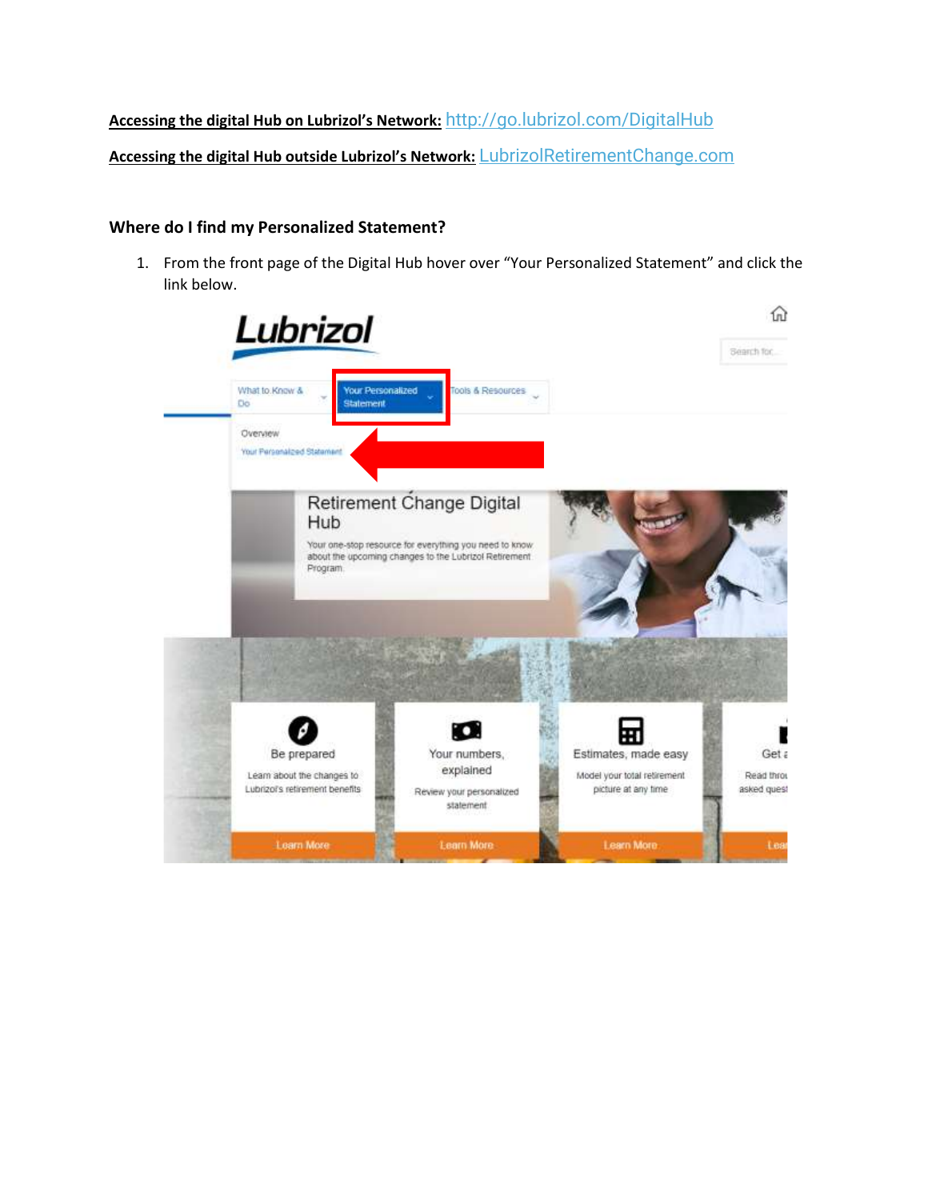**Accessing the digital Hub on Lubrizol's Network:** http://go.lubrizol.com/DigitalHub

**Accessing the digital Hub outside Lubrizol's Network:** LubrizolRetirementChange.com

### Where do I find my Personalized Statement?

1. From the front page of the Digital Hub hover over "Your Personalized Statement" and click the link below.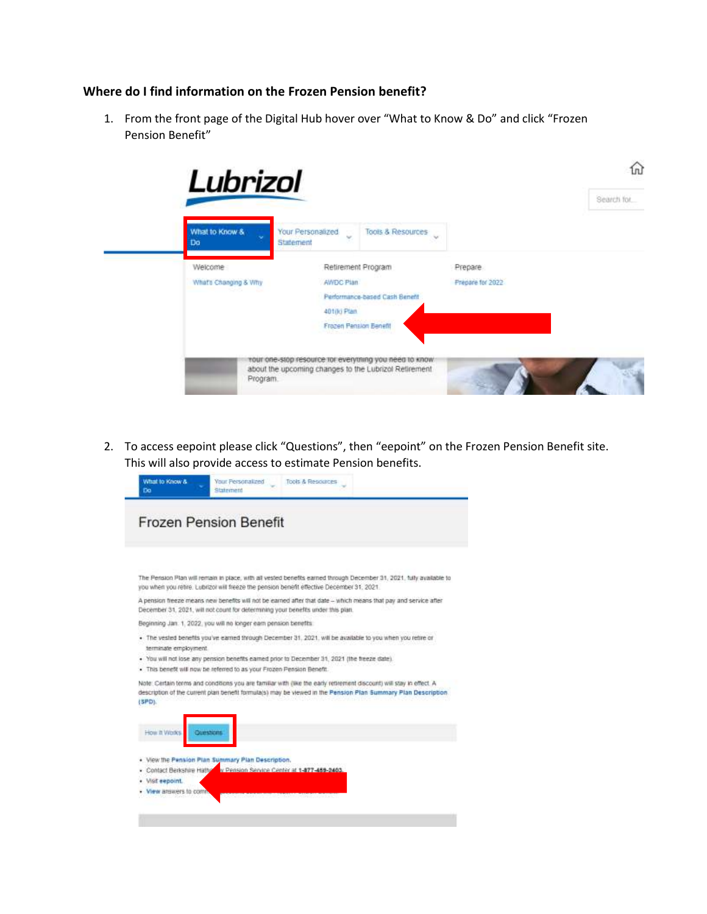**Where do I find information on the Frozen Pension benefit?**

1. From the front page of the Digital Hub hover over "What to Know & Do" and click "Frozen Pension Benefit"

2. To access eepoint please click "Questions", then "eepoint" on the Frozen Pension Benefit site. This will also provide access to estimate Pension benefits.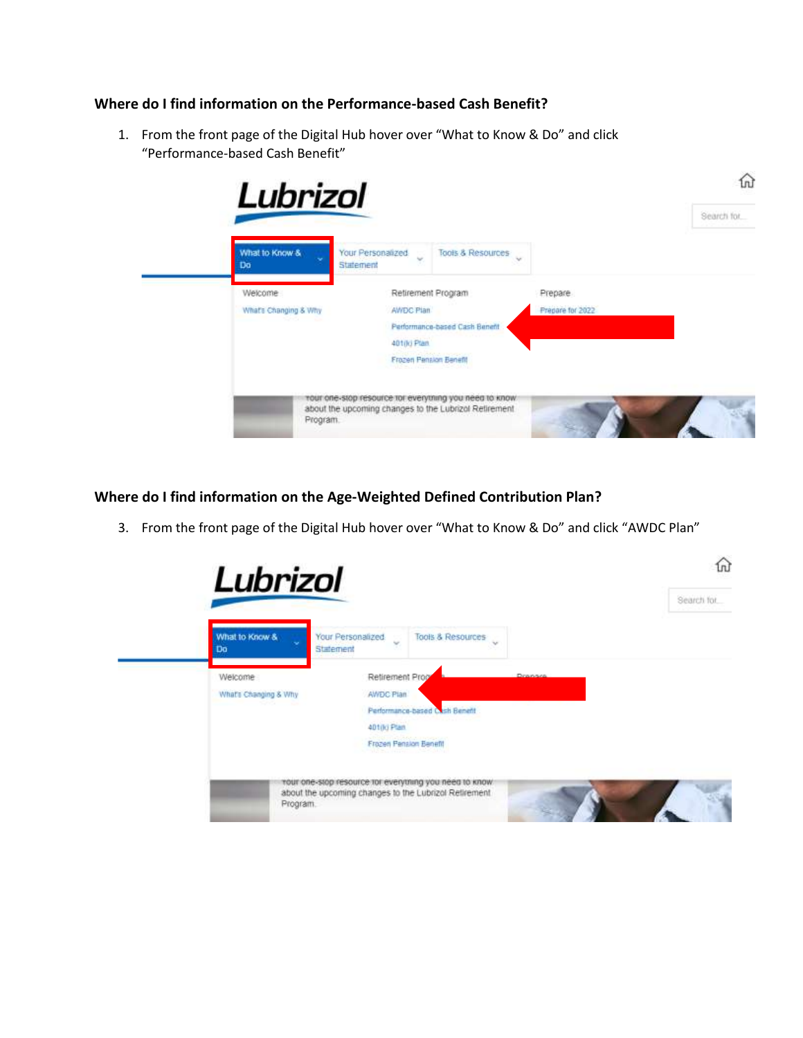**Where do I find information on the Performance-based Cash Benefit?**

1. From the front page of the Digital Hub hover over "What to Know & Do" and click "Performance-based Cash Benefit"

**Where do I find information on the Age-Weighted Defined Contribution Plan?**

3. From the front page of the Digital Hub hover over "What to Know & Do" and click "AWDC Plan"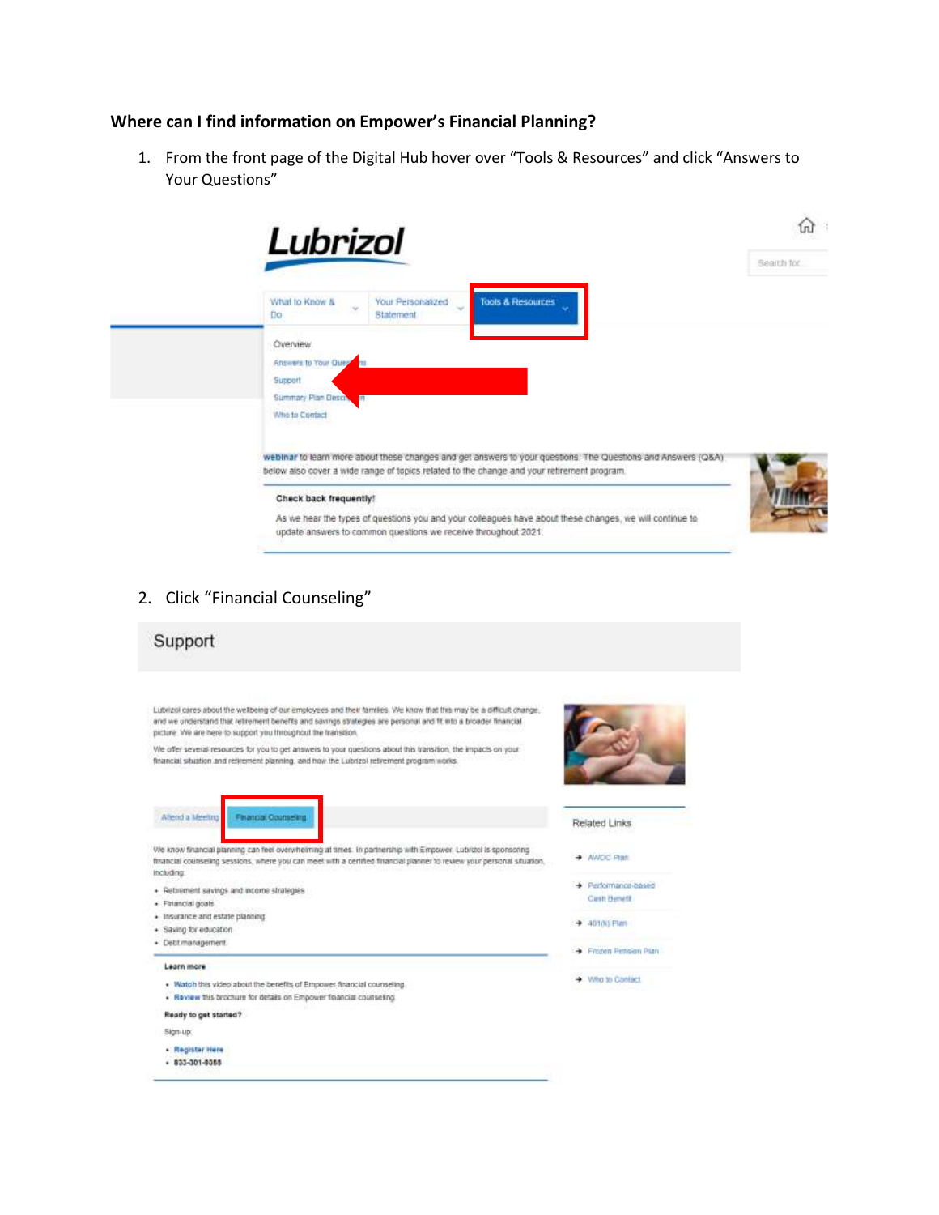**Where can I find information on Empower's Financial Planning?**

1. From the front page of the Digital Hub hover over "Tools & Resources" and click "Answers to Your Questions"

2. Click "Financial Counseling"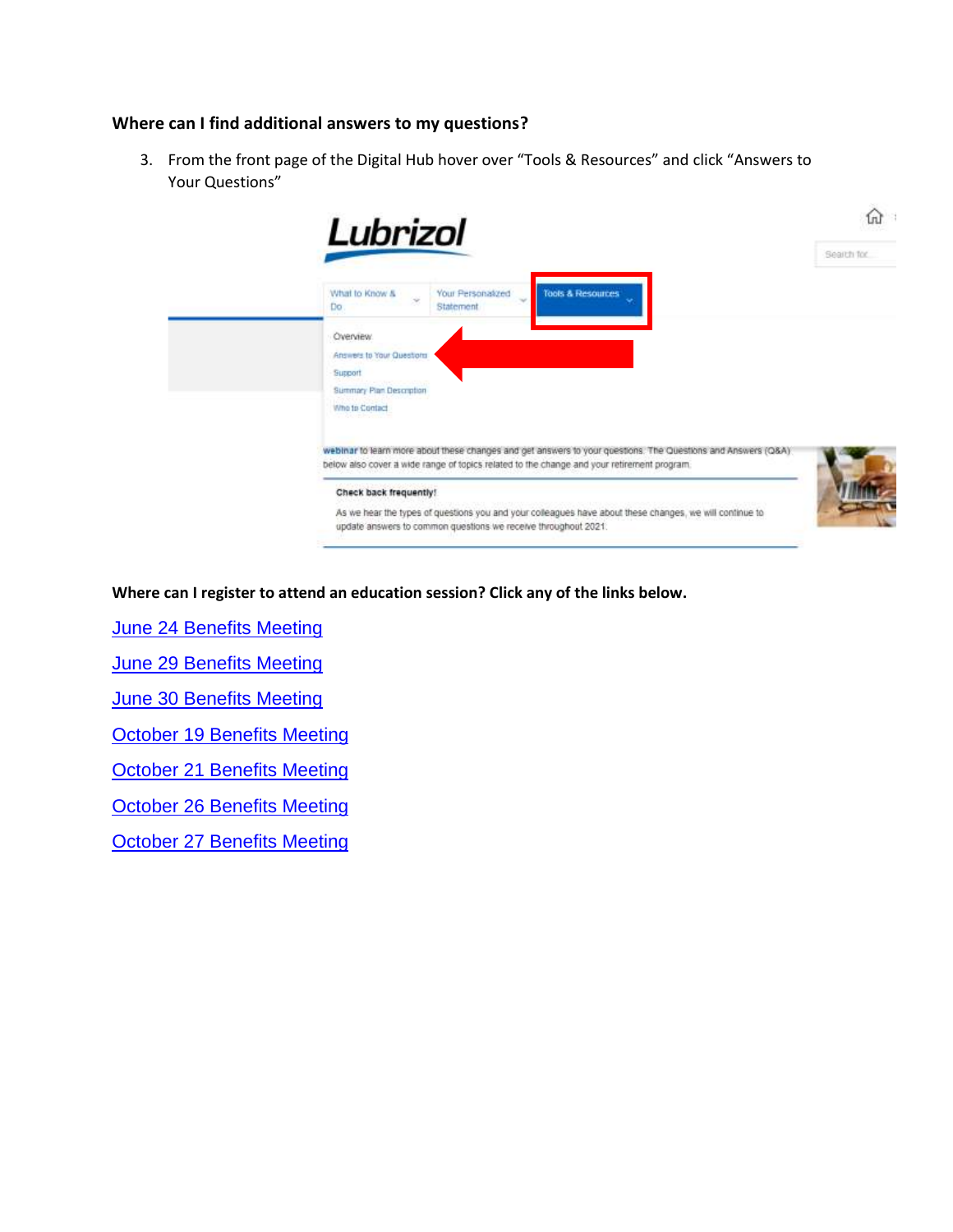**Where can I find additional answers to my questions?**

3. From the front page of the Digital Hub hover over "Tools & Resources" and click "Answers to Your Questions"

**Where can I register to attend an education session? Click any of the links below.**

[June 24 Benefits Meeting]

[June 29 Benefits Meeting]

[June 30 Benefits Meeting]

[October 19 Benefits Meeting]

[October 21 Benefits Meeting]

[October 26 Benefits Meeting]

[October 27 Benefits Meeting]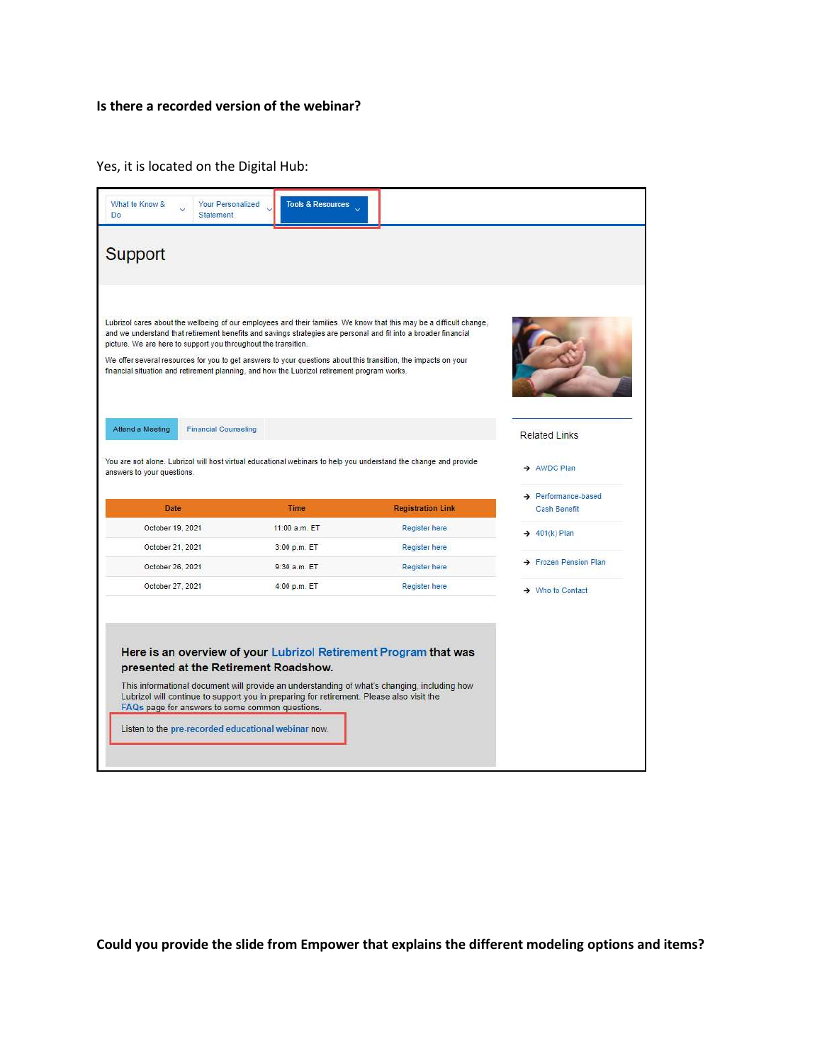**Is there a recorded version of the webinar?**

Yes, it is located on the Digital Hub:

What to Know & Do | Your Personalized Statement | Tools & Resources

# Support

Lubrizol cares about the wellbeing of our employees and their families. We know that this may be a difficult change, and we understand that retirement benefits and savings strategies are personal and fit into a broader financial picture. We are here to support you throughout the transition.

We offer several resources for you to get answers to your questions about this transition, the impacts on your financial situation and retirement planning, and how the Lubrizol retirement program works.

Attend a Meeting | Financial Counseling

You are not alone. Lubrizol will host virtual educational webinars to help you understand the change and provide answers to your questions.

| Date | Time | Registration Link |
|---|---|---|
| October 19, 2021 | 11:00 a.m. ET | Register here |
| October 21, 2021 | 3:00 p.m. ET | Register here |
| October 26, 2021 | 9:30 a.m. ET | Register here |
| October 27, 2021 | 4:00 p.m. ET | Register here |

**Here is an overview of your Lubrizol Retirement Program that was presented at the Retirement Roadshow.**

This informational document will provide an understanding of what's changing, including how Lubrizol will continue to support you in preparing for retirement. Please also visit the FAQs page for answers to some common questions.

Listen to the pre-recorded educational webinar now.

Related Links

- AWDC Plan
- Performance-based Cash Benefit
- 401(k) Plan
- Frozen Pension Plan
- Who to Contact

**Could you provide the slide from Empower that explains the different modeling options and items?**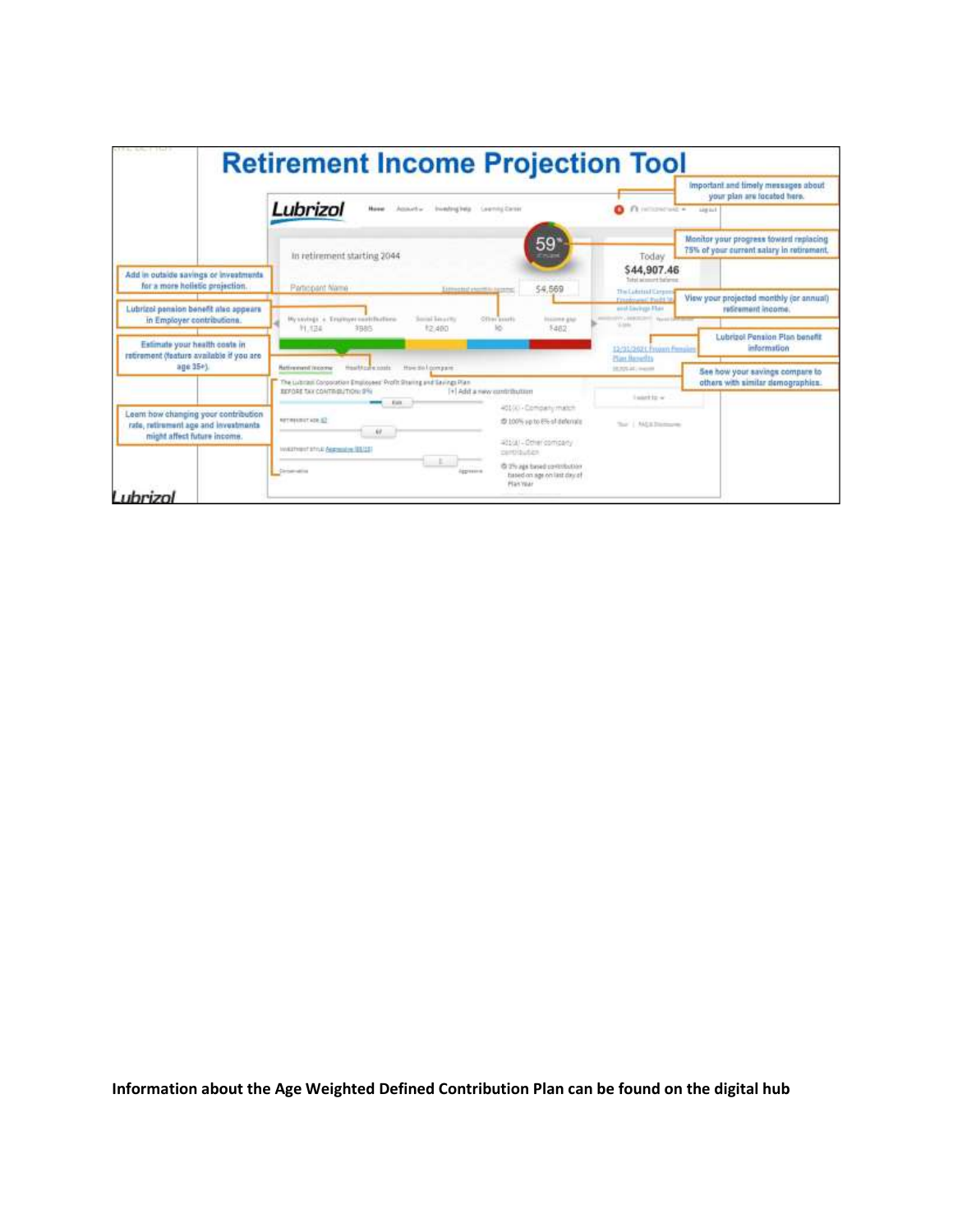# Retirement Income Projection Tool

Important and timely messages about your plan are located here.

Monitor your progress toward replacing 75% of your current salary in retirement.

Add in outside savings or investments for a more holistic projection.

View your projected monthly (or annual) retirement income.

Lubrizol pension benefit also appears in Employer contributions.

Lubrizol Pension Plan benefit information

Estimate your health costs in retirement (feature available if you are age 35+).

See how your savings compare to others with similar demographics.

Learn how changing your contribution rate, retirement age and investments might affect future income.

**Information about the Age Weighted Defined Contribution Plan can be found on the digital hub**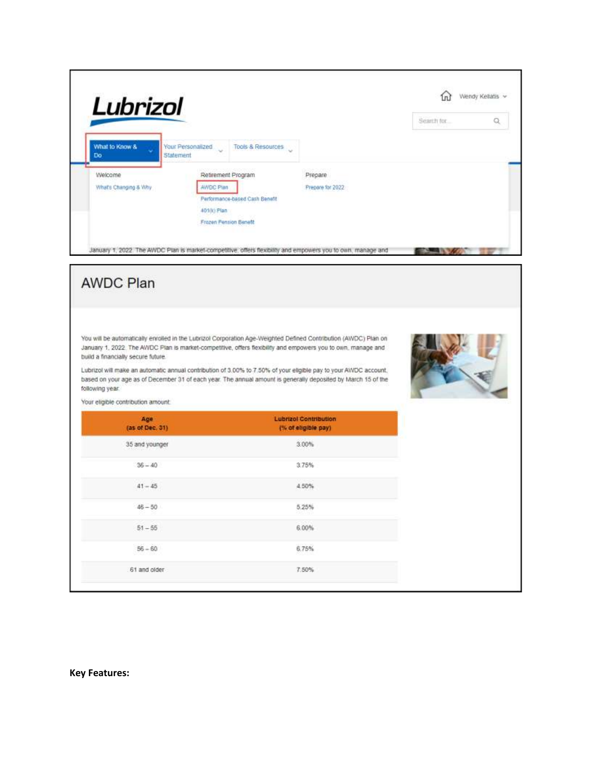Lubrizol

Wendy Kellatis

Search for...

What to Know & Do | Your Personalized Statement | Tools & Resources

Welcome
What's Changing & Why

Retirement Program
AWDC Plan
Performance-based Cash Benefit
401(k) Plan
Frozen Pension Benefit

Prepare
Prepare for 2022

January 1, 2022. The AWDC Plan is market-competitive, offers flexibility and empowers you to own, manage and

# AWDC Plan

You will be automatically enrolled in the Lubrizol Corporation Age-Weighted Defined Contribution (AWDC) Plan on January 1, 2022. The AWDC Plan is market-competitive, offers flexibility and empowers you to own, manage and build a financially secure future.

Lubrizol will make an automatic annual contribution of 3.00% to 7.50% of your eligible pay to your AWDC account, based on your age as of December 31 of each year. The annual amount is generally deposited by March 15 of the following year.

Your eligible contribution amount:

| Age (as of Dec. 31) | Lubrizol Contribution (% of eligible pay) |
|---|---|
| 35 and younger | 3.00% |
| 36 – 40 | 3.75% |
| 41 – 45 | 4.50% |
| 46 – 50 | 5.25% |
| 51 – 55 | 6.00% |
| 56 – 60 | 6.75% |
| 61 and older | 7.50% |

**Key Features:**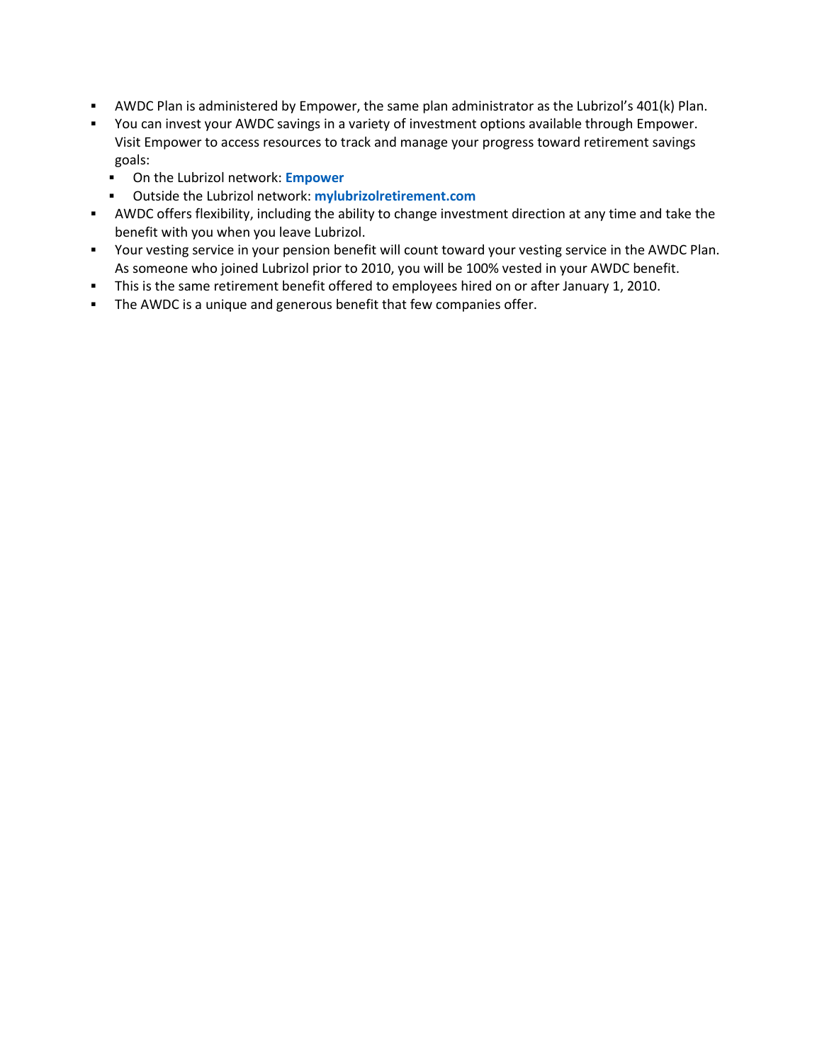- AWDC Plan is administered by Empower, the same plan administrator as the Lubrizol's 401(k) Plan.
- You can invest your AWDC savings in a variety of investment options available through Empower. Visit Empower to access resources to track and manage your progress toward retirement savings goals:
  - On the Lubrizol network: **Empower**
  - Outside the Lubrizol network: **mylubrizolretirement.com**
- AWDC offers flexibility, including the ability to change investment direction at any time and take the benefit with you when you leave Lubrizol.
- Your vesting service in your pension benefit will count toward your vesting service in the AWDC Plan. As someone who joined Lubrizol prior to 2010, you will be 100% vested in your AWDC benefit.
- This is the same retirement benefit offered to employees hired on or after January 1, 2010.
- The AWDC is a unique and generous benefit that few companies offer.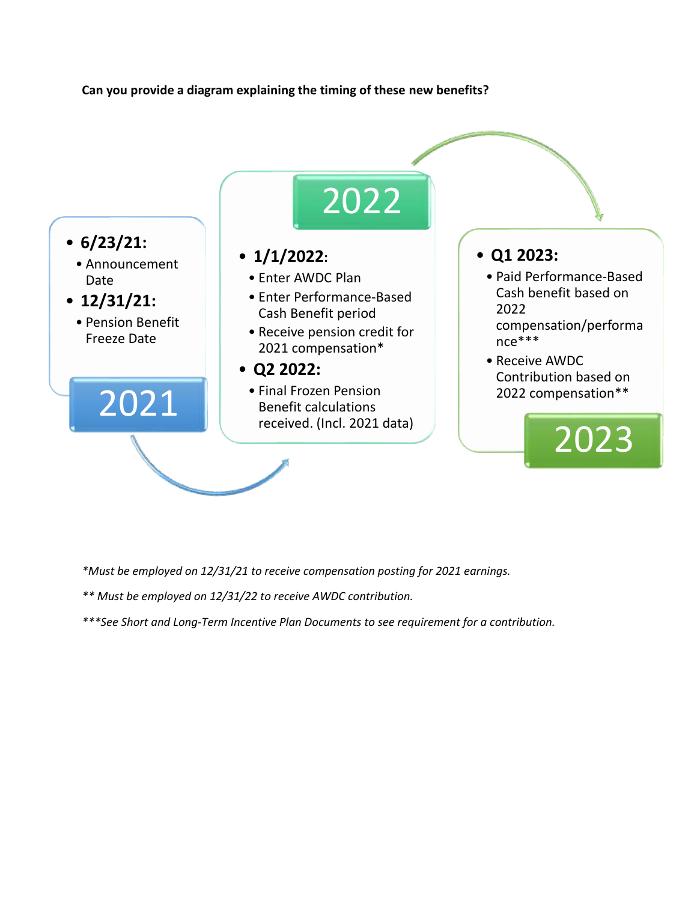**Can you provide a diagram explaining the timing of these new benefits?**

## 2021

- **6/23/21:**
  - Announcement Date
- **12/31/21:**
  - Pension Benefit Freeze Date

## 2022

- **1/1/2022**:
  - Enter AWDC Plan
  - Enter Performance-Based Cash Benefit period
  - Receive pension credit for 2021 compensation*
- **Q2 2022:**
  - Final Frozen Pension Benefit calculations received. (Incl. 2021 data)

## 2023

- **Q1 2023:**
  - Paid Performance-Based Cash benefit based on 2022 compensation/performance***
  - Receive AWDC Contribution based on 2022 compensation**

*\*Must be employed on 12/31/21 to receive compensation posting for 2021 earnings.*

*\*\* Must be employed on 12/31/22 to receive AWDC contribution.*

*\*\*\*See Short and Long-Term Incentive Plan Documents to see requirement for a contribution.*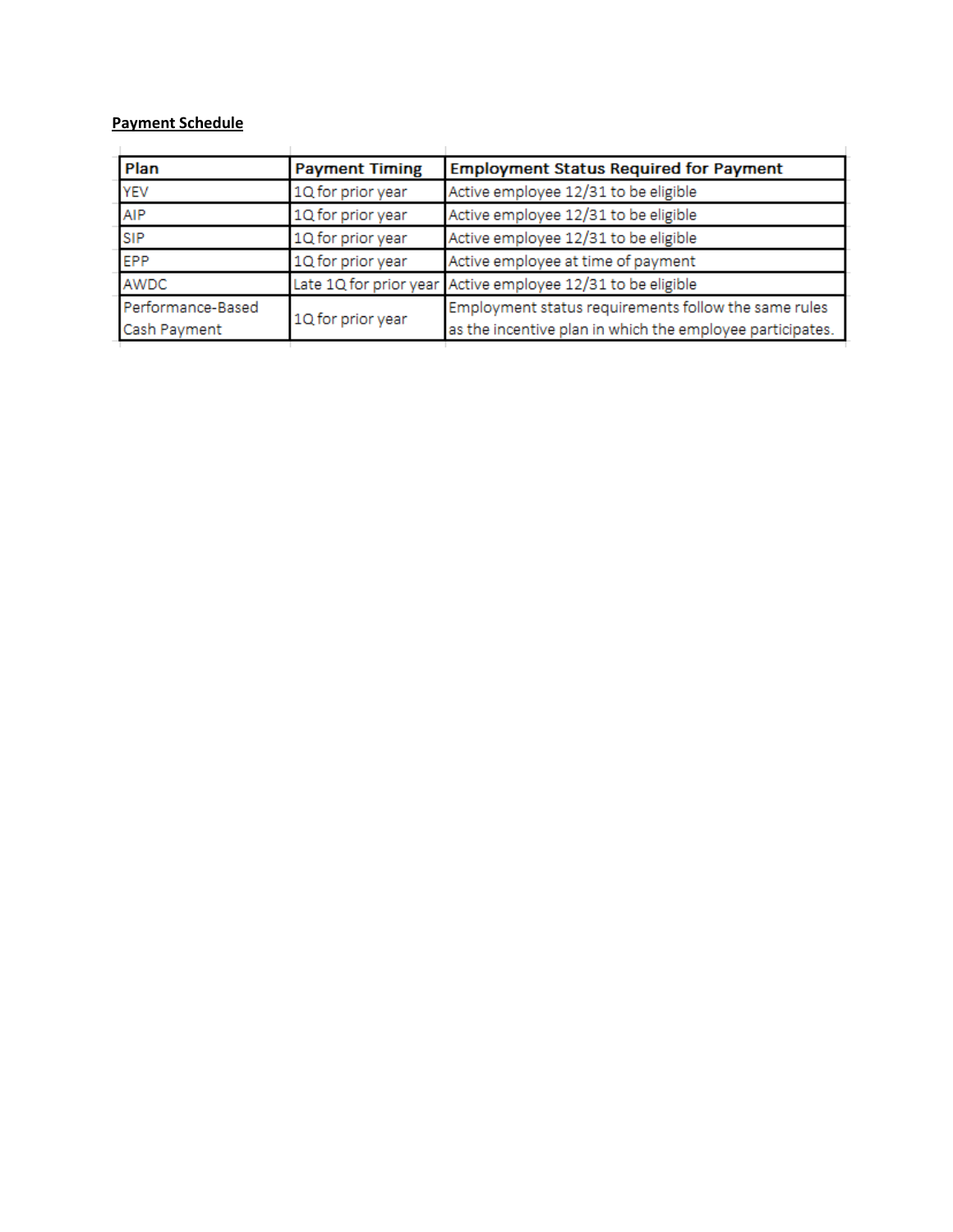**Payment Schedule**

| Plan | Payment Timing | Employment Status Required for Payment |
|---|---|---|
| YEV | 1Q for prior year | Active employee 12/31 to be eligible |
| AIP | 1Q for prior year | Active employee 12/31 to be eligible |
| SIP | 1Q for prior year | Active employee 12/31 to be eligible |
| EPP | 1Q for prior year | Active employee at time of payment |
| AWDC | Late 1Q for prior year | Active employee 12/31 to be eligible |
| Performance-Based Cash Payment | 1Q for prior year | Employment status requirements follow the same rules as the incentive plan in which the employee participates. |